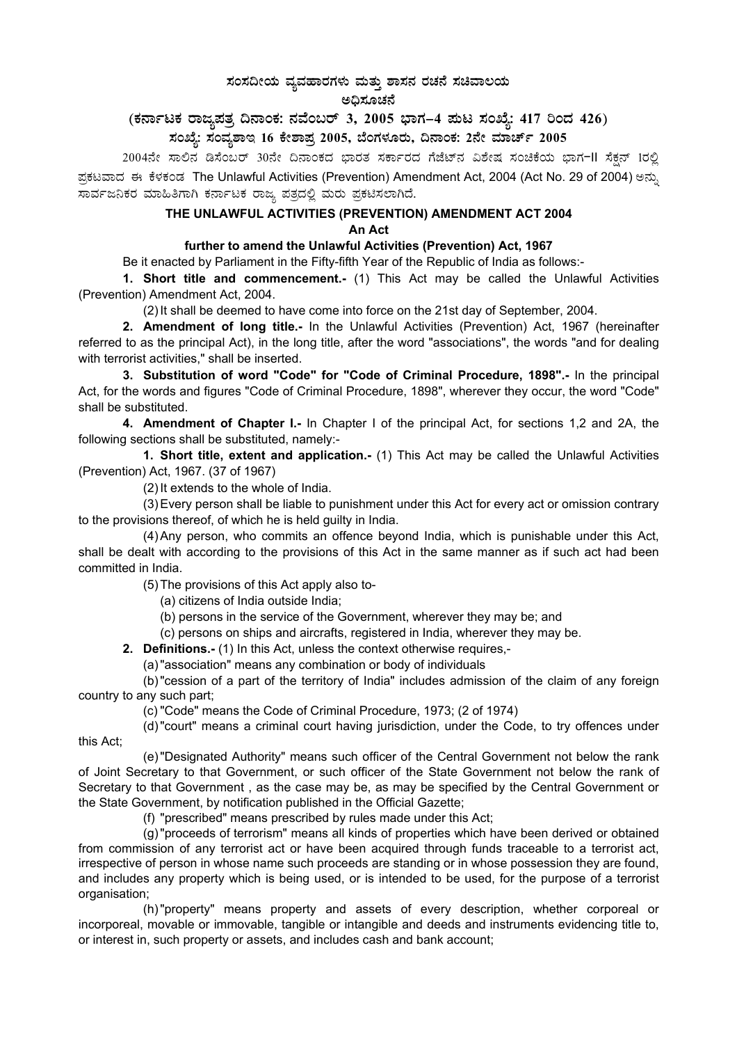# ಸಂಸದೀಯ ವ್ಯವಹಾರಗಳು ಮತ್ತು ಶಾಸನ ರಚನೆ ಸಚಿವಾಲಯ

## ಅಧಿಸೂಚನೆ

### (ಕರ್ನಾಟಕ ರಾಜ್ಯಪತ್ರ ದಿನಾಂಕ: ನವೆಂಬರ್ 3, 2005 ಭಾಗ–4 ಪುಟ ಸಂಖ್ಯೆ: 417 ರಿಂದ 426)

### ಸಂಖ್ಯೆ: ಸಂವ್ಯಶಾಇ 16 ಕೇಶಾಪ್ರ 2005, ಬೆಂಗಳೂರು, ದಿನಾಂಕ: 2ನೇ ಮಾರ್ಚ್ 2005

2004ನೇ ಸಾಲಿನ ಡಿಸೆಂಬರ್ 30ನೇ ದಿನಾಂಕದ ಭಾರತ ಸರ್ಕಾರದ ಗೆಜೆಟ್‌ನ ವಿಶೇಷ ಸಂಚಿಕೆಯ ಭಾಗ-II ಸೆಕ್ಷನ್ 1ರಲ್ಲಿ ಪ್ರಕಟವಾದ ಈ ಕೆಳಕಂಡ The Unlawful Activities (Prevention) Amendment Act, 2004 (Act No. 29 of 2004) ಅನ್ನು ಸಾರ್ವಜನಿಕರ ಮಾಹಿತಿಗಾಗಿ ಕರ್ನಾಟಕ ರಾಜ್ಯ ಪತ್ರದಲ್ಲಿ ಮರು ಪ್ರಕಟಿಸಲಾಗಿದೆ.

**THE UNLAWFUL ACTIVITIES (PREVENTION) AMENDMENT ACT 2004**

**An Act**

**further to amend the Unlawful Activities (Prevention) Act, 1967**

Be it enacted by Parliament in the Fifty-fifth Year of the Republic of India as follows:-

**1. Short title and commencement.-** (1) This Act may be called the Unlawful Activities (Prevention) Amendment Act, 2004.

(2) It shall be deemed to have come into force on the 21st day of September, 2004.

**2. Amendment of long title.-** In the Unlawful Activities (Prevention) Act, 1967 (hereinafter referred to as the principal Act), in the long title, after the word "associations", the words "and for dealing with terrorist activities," shall be inserted.

**3. Substitution of word "Code" for "Code of Criminal Procedure, 1898".-** In the principal Act, for the words and figures "Code of Criminal Procedure, 1898", wherever they occur, the word "Code" shall be substituted.

**4. Amendment of Chapter I.-** In Chapter I of the principal Act, for sections 1,2 and 2A, the following sections shall be substituted, namely:-

**1. Short title, extent and application.-** (1) This Act may be called the Unlawful Activities (Prevention) Act, 1967. (37 of 1967)

(2) It extends to the whole of India.

(3) Every person shall be liable to punishment under this Act for every act or omission contrary to the provisions thereof, of which he is held guilty in India.

(4) Any person, who commits an offence beyond India, which is punishable under this Act, shall be dealt with according to the provisions of this Act in the same manner as if such act had been committed in India.

(5) The provisions of this Act apply also to-

(a) citizens of India outside India;

(b) persons in the service of the Government, wherever they may be; and

(c) persons on ships and aircrafts, registered in India, wherever they may be.

**2. Definitions.-** (1) In this Act, unless the context otherwise requires,-

(a) "association" means any combination or body of individuals

(b) "cession of a part of the territory of India" includes admission of the claim of any foreign country to any such part;

(c) "Code" means the Code of Criminal Procedure, 1973; (2 of 1974)

(d) "court" means a criminal court having jurisdiction, under the Code, to try offences under this Act;

(e) "Designated Authority" means such officer of the Central Government not below the rank of Joint Secretary to that Government, or such officer of the State Government not below the rank of Secretary to that Government , as the case may be, as may be specified by the Central Government or the State Government, by notification published in the Official Gazette;

(f) "prescribed" means prescribed by rules made under this Act;

(g) "proceeds of terrorism" means all kinds of properties which have been derived or obtained from commission of any terrorist act or have been acquired through funds traceable to a terrorist act, irrespective of person in whose name such proceeds are standing or in whose possession they are found, and includes any property which is being used, or is intended to be used, for the purpose of a terrorist organisation;

(h) "property" means property and assets of every description, whether corporeal or incorporeal, movable or immovable, tangible or intangible and deeds and instruments evidencing title to, or interest in, such property or assets, and includes cash and bank account;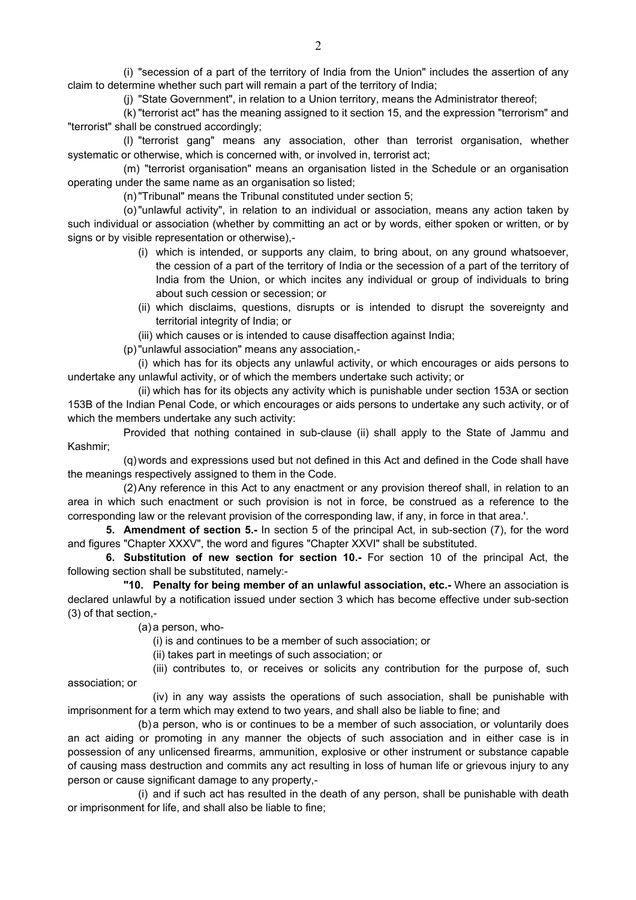(i) "secession of a part of the territory of India from the Union" includes the assertion of any claim to determine whether such part will remain a part of the territory of India;

(j) "State Government", in relation to a Union territory, means the Administrator thereof;

(k) "terrorist act" has the meaning assigned to it section 15, and the expression "terrorism" and "terrorist" shall be construed accordingly;

(l) "terrorist gang" means any association, other than terrorist organisation, whether systematic or otherwise, which is concerned with, or involved in, terrorist act;

(m) "terrorist organisation" means an organisation listed in the Schedule or an organisation operating under the same name as an organisation so listed;

(n) "Tribunal" means the Tribunal constituted under section 5;

(o) "unlawful activity", in relation to an individual or association, means any action taken by such individual or association (whether by committing an act or by words, either spoken or written, or by signs or by visible representation or otherwise),-

(i) which is intended, or supports any claim, to bring about, on any ground whatsoever, the cession of a part of the territory of India or the secession of a part of the territory of India from the Union, or which incites any individual or group of individuals to bring about such cession or secession; or

(ii) which disclaims, questions, disrupts or is intended to disrupt the sovereignty and territorial integrity of India; or

(iii) which causes or is intended to cause disaffection against India;

(p) "unlawful association" means any association,-

(i) which has for its objects any unlawful activity, or which encourages or aids persons to undertake any unlawful activity, or of which the members undertake such activity; or

(ii) which has for its objects any activity which is punishable under section 153A or section 153B of the Indian Penal Code, or which encourages or aids persons to undertake any such activity, or of which the members undertake any such activity:

Provided that nothing contained in sub-clause (ii) shall apply to the State of Jammu and Kashmir;

(q) words and expressions used but not defined in this Act and defined in the Code shall have the meanings respectively assigned to them in the Code.

(2) Any reference in this Act to any enactment or any provision thereof shall, in relation to an area in which such enactment or such provision is not in force, be construed as a reference to the corresponding law or the relevant provision of the corresponding law, if any, in force in that area.'.

**5. Amendment of section 5.-** In section 5 of the principal Act, in sub-section (7), for the word and figures "Chapter XXXV", the word and figures "Chapter XXVI" shall be substituted.

**6. Substitution of new section for section 10.-** For section 10 of the principal Act, the following section shall be substituted, namely:-

**"10. Penalty for being member of an unlawful association, etc.-** Where an association is declared unlawful by a notification issued under section 3 which has become effective under sub-section (3) of that section,-

(a) a person, who-

(i) is and continues to be a member of such association; or

(ii) takes part in meetings of such association; or

(iii) contributes to, or receives or solicits any contribution for the purpose of, such association; or

(iv) in any way assists the operations of such association, shall be punishable with imprisonment for a term which may extend to two years, and shall also be liable to fine; and

(b) a person, who is or continues to be a member of such association, or voluntarily does an act aiding or promoting in any manner the objects of such association and in either case is in possession of any unlicensed firearms, ammunition, explosive or other instrument or substance capable of causing mass destruction and commits any act resulting in loss of human life or grievous injury to any person or cause significant damage to any property,-

(i) and if such act has resulted in the death of any person, shall be punishable with death or imprisonment for life, and shall also be liable to fine;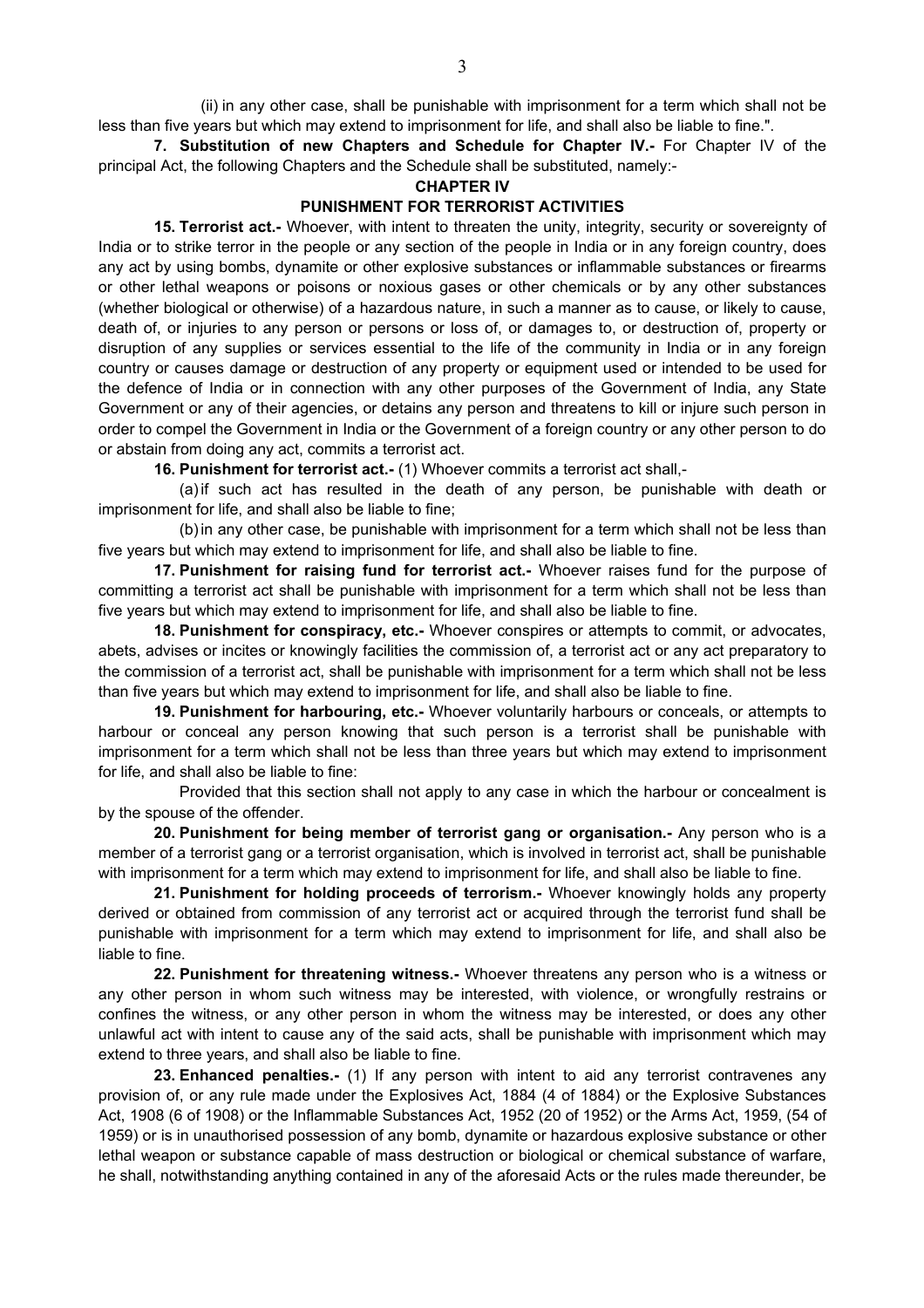(ii) in any other case, shall be punishable with imprisonment for a term which shall not be less than five years but which may extend to imprisonment for life, and shall also be liable to fine.".

**7. Substitution of new Chapters and Schedule for Chapter IV.-** For Chapter IV of the principal Act, the following Chapters and the Schedule shall be substituted, namely:-

## CHAPTER IV

## PUNISHMENT FOR TERRORIST ACTIVITIES

**15. Terrorist act.-** Whoever, with intent to threaten the unity, integrity, security or sovereignty of India or to strike terror in the people or any section of the people in India or in any foreign country, does any act by using bombs, dynamite or other explosive substances or inflammable substances or firearms or other lethal weapons or poisons or noxious gases or other chemicals or by any other substances (whether biological or otherwise) of a hazardous nature, in such a manner as to cause, or likely to cause, death of, or injuries to any person or persons or loss of, or damages to, or destruction of, property or disruption of any supplies or services essential to the life of the community in India or in any foreign country or causes damage or destruction of any property or equipment used or intended to be used for the defence of India or in connection with any other purposes of the Government of India, any State Government or any of their agencies, or detains any person and threatens to kill or injure such person in order to compel the Government in India or the Government of a foreign country or any other person to do or abstain from doing any act, commits a terrorist act.

**16. Punishment for terrorist act.-** (1) Whoever commits a terrorist act shall,-

(a) if such act has resulted in the death of any person, be punishable with death or imprisonment for life, and shall also be liable to fine;

(b) in any other case, be punishable with imprisonment for a term which shall not be less than five years but which may extend to imprisonment for life, and shall also be liable to fine.

**17. Punishment for raising fund for terrorist act.-** Whoever raises fund for the purpose of committing a terrorist act shall be punishable with imprisonment for a term which shall not be less than five years but which may extend to imprisonment for life, and shall also be liable to fine.

**18. Punishment for conspiracy, etc.-** Whoever conspires or attempts to commit, or advocates, abets, advises or incites or knowingly facilities the commission of, a terrorist act or any act preparatory to the commission of a terrorist act, shall be punishable with imprisonment for a term which shall not be less than five years but which may extend to imprisonment for life, and shall also be liable to fine.

**19. Punishment for harbouring, etc.-** Whoever voluntarily harbours or conceals, or attempts to harbour or conceal any person knowing that such person is a terrorist shall be punishable with imprisonment for a term which shall not be less than three years but which may extend to imprisonment for life, and shall also be liable to fine:

Provided that this section shall not apply to any case in which the harbour or concealment is by the spouse of the offender.

**20. Punishment for being member of terrorist gang or organisation.-** Any person who is a member of a terrorist gang or a terrorist organisation, which is involved in terrorist act, shall be punishable with imprisonment for a term which may extend to imprisonment for life, and shall also be liable to fine.

**21. Punishment for holding proceeds of terrorism.-** Whoever knowingly holds any property derived or obtained from commission of any terrorist act or acquired through the terrorist fund shall be punishable with imprisonment for a term which may extend to imprisonment for life, and shall also be liable to fine.

**22. Punishment for threatening witness.-** Whoever threatens any person who is a witness or any other person in whom such witness may be interested, with violence, or wrongfully restrains or confines the witness, or any other person in whom the witness may be interested, or does any other unlawful act with intent to cause any of the said acts, shall be punishable with imprisonment which may extend to three years, and shall also be liable to fine.

**23. Enhanced penalties.-** (1) If any person with intent to aid any terrorist contravenes any provision of, or any rule made under the Explosives Act, 1884 (4 of 1884) or the Explosive Substances Act, 1908 (6 of 1908) or the Inflammable Substances Act, 1952 (20 of 1952) or the Arms Act, 1959, (54 of 1959) or is in unauthorised possession of any bomb, dynamite or hazardous explosive substance or other lethal weapon or substance capable of mass destruction or biological or chemical substance of warfare, he shall, notwithstanding anything contained in any of the aforesaid Acts or the rules made thereunder, be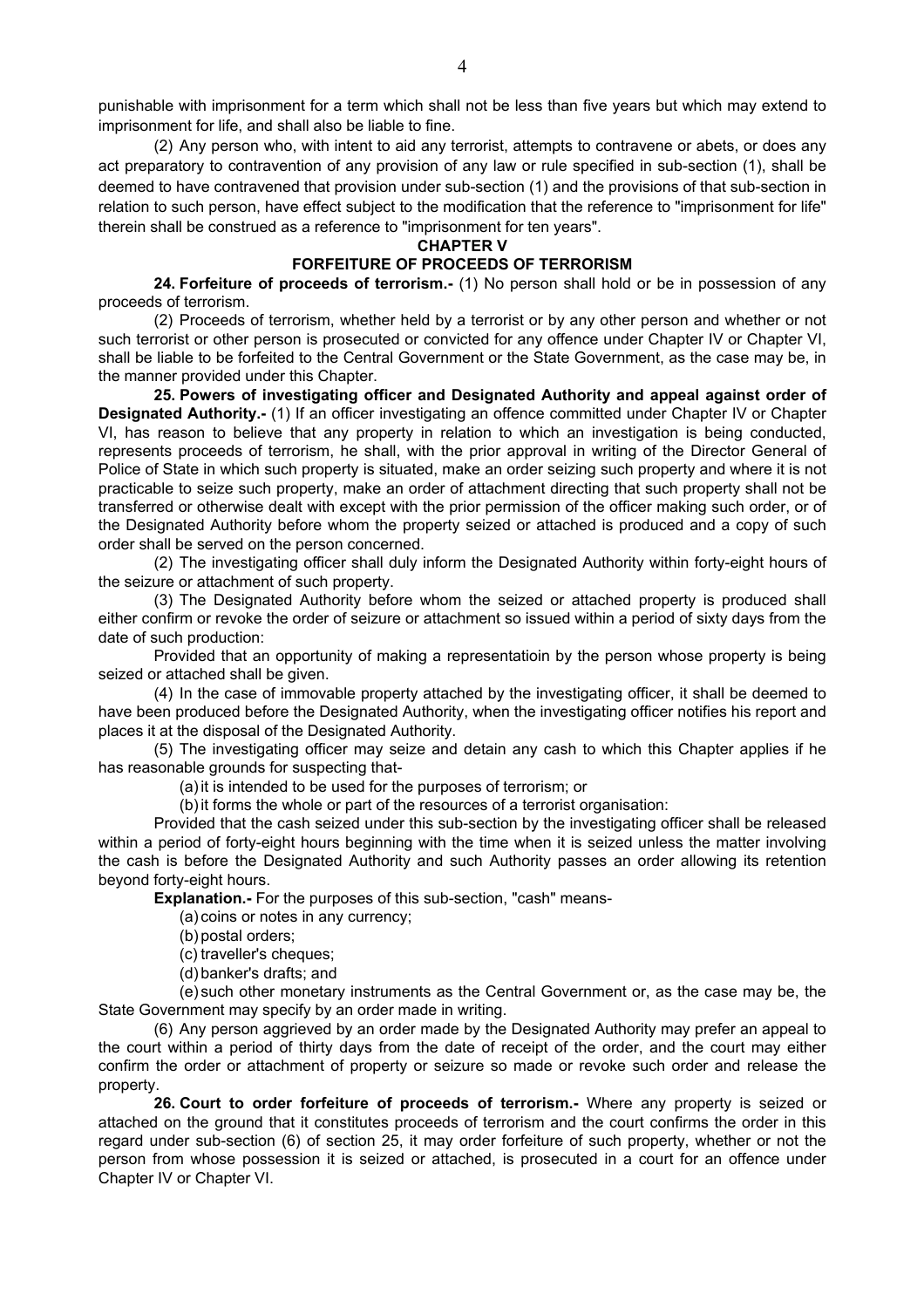punishable with imprisonment for a term which shall not be less than five years but which may extend to imprisonment for life, and shall also be liable to fine.

(2) Any person who, with intent to aid any terrorist, attempts to contravene or abets, or does any act preparatory to contravention of any provision of any law or rule specified in sub-section (1), shall be deemed to have contravened that provision under sub-section (1) and the provisions of that sub-section in relation to such person, have effect subject to the modification that the reference to "imprisonment for life" therein shall be construed as a reference to "imprisonment for ten years".

## CHAPTER V

## FORFEITURE OF PROCEEDS OF TERRORISM

**24. Forfeiture of proceeds of terrorism.-** (1) No person shall hold or be in possession of any proceeds of terrorism.

(2) Proceeds of terrorism, whether held by a terrorist or by any other person and whether or not such terrorist or other person is prosecuted or convicted for any offence under Chapter IV or Chapter VI, shall be liable to be forfeited to the Central Government or the State Government, as the case may be, in the manner provided under this Chapter.

**25. Powers of investigating officer and Designated Authority and appeal against order of Designated Authority.-** (1) If an officer investigating an offence committed under Chapter IV or Chapter VI, has reason to believe that any property in relation to which an investigation is being conducted, represents proceeds of terrorism, he shall, with the prior approval in writing of the Director General of Police of State in which such property is situated, make an order seizing such property and where it is not practicable to seize such property, make an order of attachment directing that such property shall not be transferred or otherwise dealt with except with the prior permission of the officer making such order, or of the Designated Authority before whom the property seized or attached is produced and a copy of such order shall be served on the person concerned.

(2) The investigating officer shall duly inform the Designated Authority within forty-eight hours of the seizure or attachment of such property.

(3) The Designated Authority before whom the seized or attached property is produced shall either confirm or revoke the order of seizure or attachment so issued within a period of sixty days from the date of such production:

Provided that an opportunity of making a representatioin by the person whose property is being seized or attached shall be given.

(4) In the case of immovable property attached by the investigating officer, it shall be deemed to have been produced before the Designated Authority, when the investigating officer notifies his report and places it at the disposal of the Designated Authority.

(5) The investigating officer may seize and detain any cash to which this Chapter applies if he has reasonable grounds for suspecting that-

(a) it is intended to be used for the purposes of terrorism; or

(b) it forms the whole or part of the resources of a terrorist organisation:

Provided that the cash seized under this sub-section by the investigating officer shall be released within a period of forty-eight hours beginning with the time when it is seized unless the matter involving the cash is before the Designated Authority and such Authority passes an order allowing its retention beyond forty-eight hours.

**Explanation.-** For the purposes of this sub-section, "cash" means-

(a) coins or notes in any currency;

(b) postal orders;

(c) traveller's cheques;

(d) banker's drafts; and

(e) such other monetary instruments as the Central Government or, as the case may be, the State Government may specify by an order made in writing.

(6) Any person aggrieved by an order made by the Designated Authority may prefer an appeal to the court within a period of thirty days from the date of receipt of the order, and the court may either confirm the order or attachment of property or seizure so made or revoke such order and release the property.

**26. Court to order forfeiture of proceeds of terrorism.-** Where any property is seized or attached on the ground that it constitutes proceeds of terrorism and the court confirms the order in this regard under sub-section (6) of section 25, it may order forfeiture of such property, whether or not the person from whose possession it is seized or attached, is prosecuted in a court for an offence under Chapter IV or Chapter VI.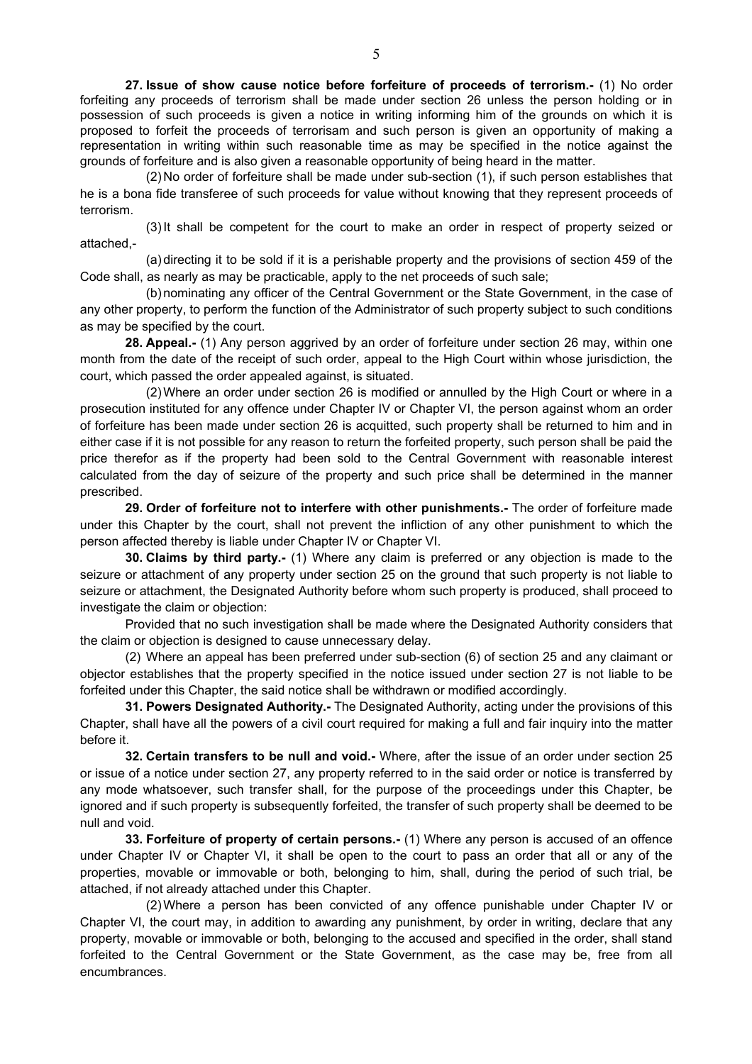**27. Issue of show cause notice before forfeiture of proceeds of terrorism.-** (1) No order forfeiting any proceeds of terrorism shall be made under section 26 unless the person holding or in possession of such proceeds is given a notice in writing informing him of the grounds on which it is proposed to forfeit the proceeds of terrorisam and such person is given an opportunity of making a representation in writing within such reasonable time as may be specified in the notice against the grounds of forfeiture and is also given a reasonable opportunity of being heard in the matter.

(2) No order of forfeiture shall be made under sub-section (1), if such person establishes that he is a bona fide transferee of such proceeds for value without knowing that they represent proceeds of terrorism.

(3) It shall be competent for the court to make an order in respect of property seized or attached,-

(a) directing it to be sold if it is a perishable property and the provisions of section 459 of the Code shall, as nearly as may be practicable, apply to the net proceeds of such sale;

(b) nominating any officer of the Central Government or the State Government, in the case of any other property, to perform the function of the Administrator of such property subject to such conditions as may be specified by the court.

**28. Appeal.-** (1) Any person aggrived by an order of forfeiture under section 26 may, within one month from the date of the receipt of such order, appeal to the High Court within whose jurisdiction, the court, which passed the order appealed against, is situated.

(2) Where an order under section 26 is modified or annulled by the High Court or where in a prosecution instituted for any offence under Chapter IV or Chapter VI, the person against whom an order of forfeiture has been made under section 26 is acquitted, such property shall be returned to him and in either case if it is not possible for any reason to return the forfeited property, such person shall be paid the price therefor as if the property had been sold to the Central Government with reasonable interest calculated from the day of seizure of the property and such price shall be determined in the manner prescribed.

**29. Order of forfeiture not to interfere with other punishments.-** The order of forfeiture made under this Chapter by the court, shall not prevent the infliction of any other punishment to which the person affected thereby is liable under Chapter IV or Chapter VI.

**30. Claims by third party.-** (1) Where any claim is preferred or any objection is made to the seizure or attachment of any property under section 25 on the ground that such property is not liable to seizure or attachment, the Designated Authority before whom such property is produced, shall proceed to investigate the claim or objection:

Provided that no such investigation shall be made where the Designated Authority considers that the claim or objection is designed to cause unnecessary delay.

(2) Where an appeal has been preferred under sub-section (6) of section 25 and any claimant or objector establishes that the property specified in the notice issued under section 27 is not liable to be forfeited under this Chapter, the said notice shall be withdrawn or modified accordingly.

**31. Powers Designated Authority.-** The Designated Authority, acting under the provisions of this Chapter, shall have all the powers of a civil court required for making a full and fair inquiry into the matter before it.

**32. Certain transfers to be null and void.-** Where, after the issue of an order under section 25 or issue of a notice under section 27, any property referred to in the said order or notice is transferred by any mode whatsoever, such transfer shall, for the purpose of the proceedings under this Chapter, be ignored and if such property is subsequently forfeited, the transfer of such property shall be deemed to be null and void.

**33. Forfeiture of property of certain persons.-** (1) Where any person is accused of an offence under Chapter IV or Chapter VI, it shall be open to the court to pass an order that all or any of the properties, movable or immovable or both, belonging to him, shall, during the period of such trial, be attached, if not already attached under this Chapter.

(2) Where a person has been convicted of any offence punishable under Chapter IV or Chapter VI, the court may, in addition to awarding any punishment, by order in writing, declare that any property, movable or immovable or both, belonging to the accused and specified in the order, shall stand forfeited to the Central Government or the State Government, as the case may be, free from all encumbrances.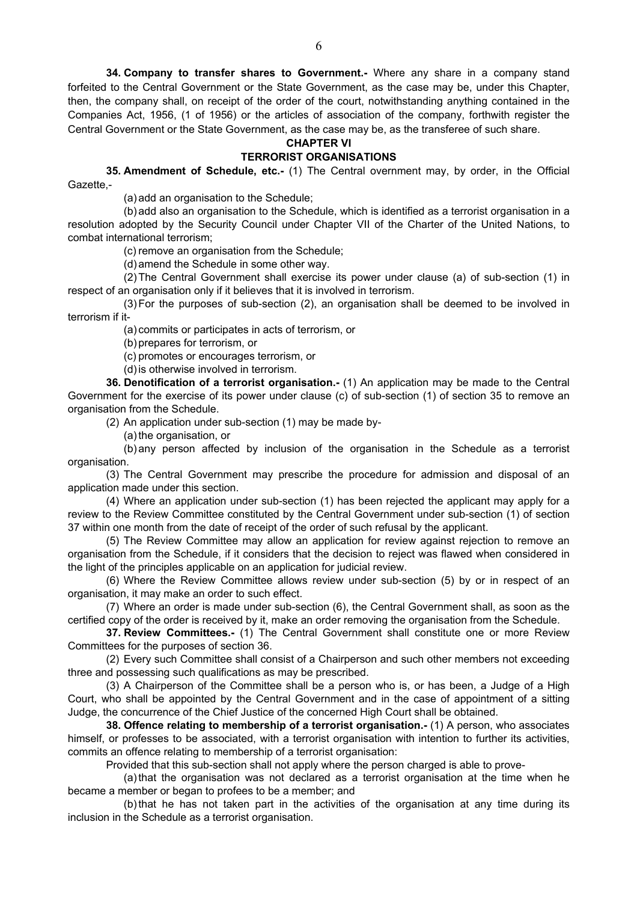**34. Company to transfer shares to Government.-** Where any share in a company stand forfeited to the Central Government or the State Government, as the case may be, under this Chapter, then, the company shall, on receipt of the order of the court, notwithstanding anything contained in the Companies Act, 1956, (1 of 1956) or the articles of association of the company, forthwith register the Central Government or the State Government, as the case may be, as the transferee of such share.

## CHAPTER VI

## TERRORIST ORGANISATIONS

**35. Amendment of Schedule, etc.-** (1) The Central overnment may, by order, in the Official Gazette,-

(a) add an organisation to the Schedule;

(b) add also an organisation to the Schedule, which is identified as a terrorist organisation in a resolution adopted by the Security Council under Chapter VII of the Charter of the United Nations, to combat international terrorism;

(c) remove an organisation from the Schedule;

(d) amend the Schedule in some other way.

(2) The Central Government shall exercise its power under clause (a) of sub-section (1) in respect of an organisation only if it believes that it is involved in terrorism.

(3) For the purposes of sub-section (2), an organisation shall be deemed to be involved in terrorism if it-

(a) commits or participates in acts of terrorism, or

(b) prepares for terrorism, or

(c) promotes or encourages terrorism, or

(d) is otherwise involved in terrorism.

**36. Denotification of a terrorist organisation.-** (1) An application may be made to the Central Government for the exercise of its power under clause (c) of sub-section (1) of section 35 to remove an organisation from the Schedule.

(2) An application under sub-section (1) may be made by-

(a) the organisation, or

(b) any person affected by inclusion of the organisation in the Schedule as a terrorist organisation.

(3) The Central Government may prescribe the procedure for admission and disposal of an application made under this section.

(4) Where an application under sub-section (1) has been rejected the applicant may apply for a review to the Review Committee constituted by the Central Government under sub-section (1) of section 37 within one month from the date of receipt of the order of such refusal by the applicant.

(5) The Review Committee may allow an application for review against rejection to remove an organisation from the Schedule, if it considers that the decision to reject was flawed when considered in the light of the principles applicable on an application for judicial review.

(6) Where the Review Committee allows review under sub-section (5) by or in respect of an organisation, it may make an order to such effect.

(7) Where an order is made under sub-section (6), the Central Government shall, as soon as the certified copy of the order is received by it, make an order removing the organisation from the Schedule.

**37. Review Committees.-** (1) The Central Government shall constitute one or more Review Committees for the purposes of section 36.

(2) Every such Committee shall consist of a Chairperson and such other members not exceeding three and possessing such qualifications as may be prescribed.

(3) A Chairperson of the Committee shall be a person who is, or has been, a Judge of a High Court, who shall be appointed by the Central Government and in the case of appointment of a sitting Judge, the concurrence of the Chief Justice of the concerned High Court shall be obtained.

**38. Offence relating to membership of a terrorist organisation.-** (1) A person, who associates himself, or professes to be associated, with a terrorist organisation with intention to further its activities, commits an offence relating to membership of a terrorist organisation:

Provided that this sub-section shall not apply where the person charged is able to prove-

(a) that the organisation was not declared as a terrorist organisation at the time when he became a member or began to profees to be a member; and

(b) that he has not taken part in the activities of the organisation at any time during its inclusion in the Schedule as a terrorist organisation.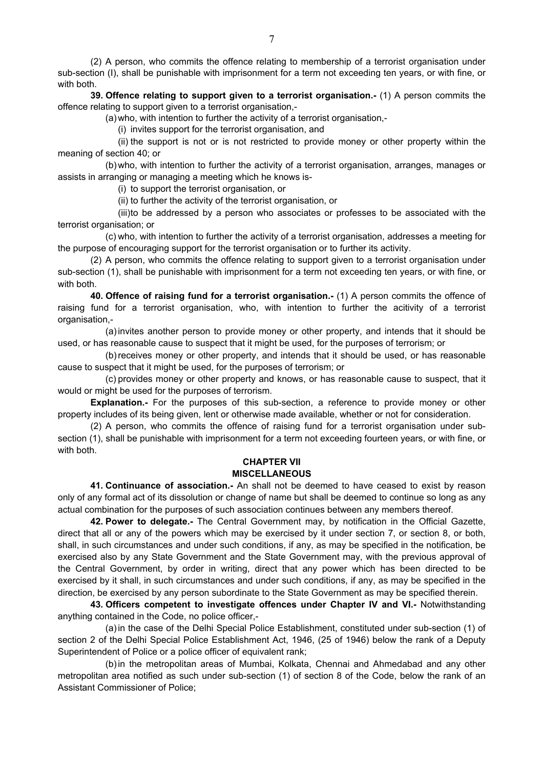(2) A person, who commits the offence relating to membership of a terrorist organisation under sub-section (I), shall be punishable with imprisonment for a term not exceeding ten years, or with fine, or with both.

**39. Offence relating to support given to a terrorist organisation.-** (1) A person commits the offence relating to support given to a terrorist organisation,-

(a) who, with intention to further the activity of a terrorist organisation,-

(i) invites support for the terrorist organisation, and

(ii) the support is not or is not restricted to provide money or other property within the meaning of section 40; or

(b) who, with intention to further the activity of a terrorist organisation, arranges, manages or assists in arranging or managing a meeting which he knows is-

(i) to support the terrorist organisation, or

(ii) to further the activity of the terrorist organisation, or

(iii) to be addressed by a person who associates or professes to be associated with the terrorist organisation; or

(c) who, with intention to further the activity of a terrorist organisation, addresses a meeting for the purpose of encouraging support for the terrorist organisation or to further its activity.

(2) A person, who commits the offence relating to support given to a terrorist organisation under sub-section (1), shall be punishable with imprisonment for a term not exceeding ten years, or with fine, or with both.

**40. Offence of raising fund for a terrorist organisation.-** (1) A person commits the offence of raising fund for a terrorist organisation, who, with intention to further the acitivity of a terrorist organisation,-

(a) invites another person to provide money or other property, and intends that it should be used, or has reasonable cause to suspect that it might be used, for the purposes of terrorism; or

(b) receives money or other property, and intends that it should be used, or has reasonable cause to suspect that it might be used, for the purposes of terrorism; or

(c) provides money or other property and knows, or has reasonable cause to suspect, that it would or might be used for the purposes of terrorism.

**Explanation.-** For the purposes of this sub-section, a reference to provide money or other property includes of its being given, lent or otherwise made available, whether or not for consideration.

(2) A person, who commits the offence of raising fund for a terrorist organisation under sub-section (1), shall be punishable with imprisonment for a term not exceeding fourteen years, or with fine, or with both.

## CHAPTER VII
## MISCELLANEOUS

**41. Continuance of association.-** An shall not be deemed to have ceased to exist by reason only of any formal act of its dissolution or change of name but shall be deemed to continue so long as any actual combination for the purposes of such association continues between any members thereof.

**42. Power to delegate.-** The Central Government may, by notification in the Official Gazette, direct that all or any of the powers which may be exercised by it under section 7, or section 8, or both, shall, in such circumstances and under such conditions, if any, as may be specified in the notification, be exercised also by any State Government and the State Government may, with the previous approval of the Central Government, by order in writing, direct that any power which has been directed to be exercised by it shall, in such circumstances and under such conditions, if any, as may be specified in the direction, be exercised by any person subordinate to the State Government as may be specified therein.

**43. Officers competent to investigate offences under Chapter IV and VI.-** Notwithstanding anything contained in the Code, no police officer,-

(a) in the case of the Delhi Special Police Establishment, constituted under sub-section (1) of section 2 of the Delhi Special Police Establishment Act, 1946, (25 of 1946) below the rank of a Deputy Superintendent of Police or a police officer of equivalent rank;

(b) in the metropolitan areas of Mumbai, Kolkata, Chennai and Ahmedabad and any other metropolitan area notified as such under sub-section (1) of section 8 of the Code, below the rank of an Assistant Commissioner of Police;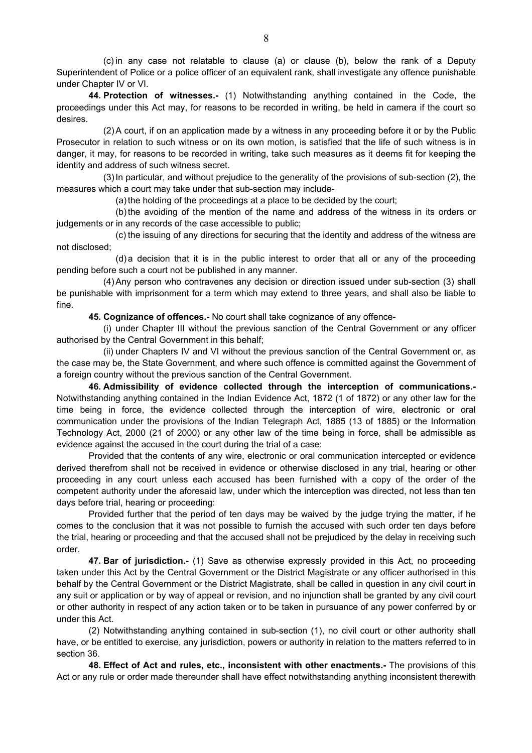(c) in any case not relatable to clause (a) or clause (b), below the rank of a Deputy Superintendent of Police or a police officer of an equivalent rank, shall investigate any offence punishable under Chapter IV or VI.

**44. Protection of witnesses.-** (1) Notwithstanding anything contained in the Code, the proceedings under this Act may, for reasons to be recorded in writing, be held in camera if the court so desires.

(2) A court, if on an application made by a witness in any proceeding before it or by the Public Prosecutor in relation to such witness or on its own motion, is satisfied that the life of such witness is in danger, it may, for reasons to be recorded in writing, take such measures as it deems fit for keeping the identity and address of such witness secret.

(3) In particular, and without prejudice to the generality of the provisions of sub-section (2), the measures which a court may take under that sub-section may include-

(a) the holding of the proceedings at a place to be decided by the court;

(b) the avoiding of the mention of the name and address of the witness in its orders or judgements or in any records of the case accessible to public;

(c) the issuing of any directions for securing that the identity and address of the witness are not disclosed;

(d) a decision that it is in the public interest to order that all or any of the proceeding pending before such a court not be published in any manner.

(4) Any person who contravenes any decision or direction issued under sub-section (3) shall be punishable with imprisonment for a term which may extend to three years, and shall also be liable to fine.

**45. Cognizance of offences.-** No court shall take cognizance of any offence-

(i) under Chapter III without the previous sanction of the Central Government or any officer authorised by the Central Government in this behalf;

(ii) under Chapters IV and VI without the previous sanction of the Central Government or, as the case may be, the State Government, and where such offence is committed against the Government of a foreign country without the previous sanction of the Central Government.

**46. Admissibility of evidence collected through the interception of communications.-** Notwithstanding anything contained in the Indian Evidence Act, 1872 (1 of 1872) or any other law for the time being in force, the evidence collected through the interception of wire, electronic or oral communication under the provisions of the Indian Telegraph Act, 1885 (13 of 1885) or the Information Technology Act, 2000 (21 of 2000) or any other law of the time being in force, shall be admissible as evidence against the accused in the court during the trial of a case:

Provided that the contents of any wire, electronic or oral communication intercepted or evidence derived therefrom shall not be received in evidence or otherwise disclosed in any trial, hearing or other proceeding in any court unless each accused has been furnished with a copy of the order of the competent authority under the aforesaid law, under which the interception was directed, not less than ten days before trial, hearing or proceeding:

Provided further that the period of ten days may be waived by the judge trying the matter, if he comes to the conclusion that it was not possible to furnish the accused with such order ten days before the trial, hearing or proceeding and that the accused shall not be prejudiced by the delay in receiving such order.

**47. Bar of jurisdiction.-** (1) Save as otherwise expressly provided in this Act, no proceeding taken under this Act by the Central Government or the District Magistrate or any officer authorised in this behalf by the Central Government or the District Magistrate, shall be called in question in any civil court in any suit or application or by way of appeal or revision, and no injunction shall be granted by any civil court or other authority in respect of any action taken or to be taken in pursuance of any power conferred by or under this Act.

(2) Notwithstanding anything contained in sub-section (1), no civil court or other authority shall have, or be entitled to exercise, any jurisdiction, powers or authority in relation to the matters referred to in section 36.

**48. Effect of Act and rules, etc., inconsistent with other enactments.-** The provisions of this Act or any rule or order made thereunder shall have effect notwithstanding anything inconsistent therewith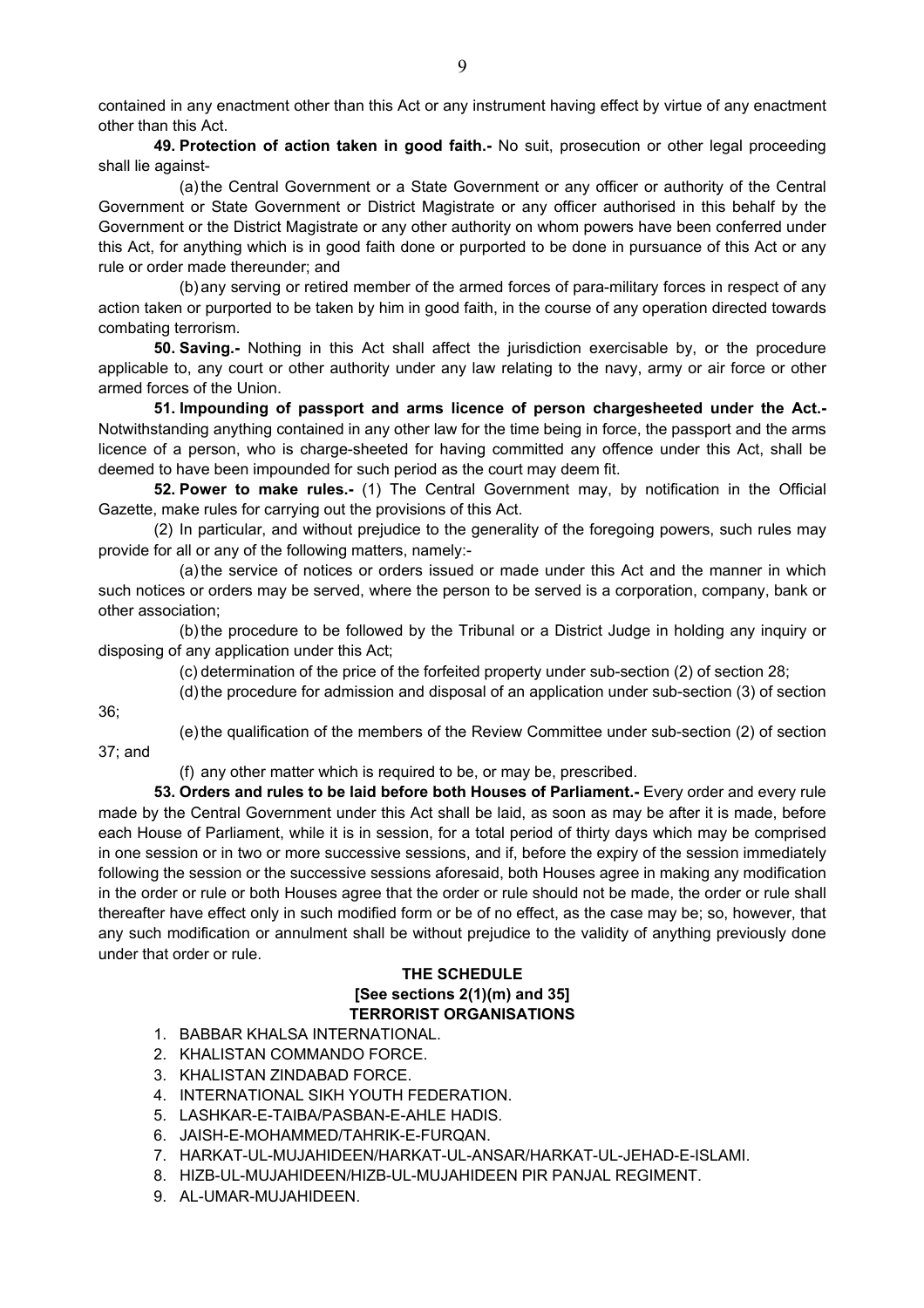contained in any enactment other than this Act or any instrument having effect by virtue of any enactment other than this Act.

**49. Protection of action taken in good faith.-** No suit, prosecution or other legal proceeding shall lie against-

(a) the Central Government or a State Government or any officer or authority of the Central Government or State Government or District Magistrate or any officer authorised in this behalf by the Government or the District Magistrate or any other authority on whom powers have been conferred under this Act, for anything which is in good faith done or purported to be done in pursuance of this Act or any rule or order made thereunder; and

(b) any serving or retired member of the armed forces of para-military forces in respect of any action taken or purported to be taken by him in good faith, in the course of any operation directed towards combating terrorism.

**50. Saving.-** Nothing in this Act shall affect the jurisdiction exercisable by, or the procedure applicable to, any court or other authority under any law relating to the navy, army or air force or other armed forces of the Union.

**51. Impounding of passport and arms licence of person chargesheeted under the Act.-** Notwithstanding anything contained in any other law for the time being in force, the passport and the arms licence of a person, who is charge-sheeted for having committed any offence under this Act, shall be deemed to have been impounded for such period as the court may deem fit.

**52. Power to make rules.-** (1) The Central Government may, by notification in the Official Gazette, make rules for carrying out the provisions of this Act.

(2) In particular, and without prejudice to the generality of the foregoing powers, such rules may provide for all or any of the following matters, namely:-

(a) the service of notices or orders issued or made under this Act and the manner in which such notices or orders may be served, where the person to be served is a corporation, company, bank or other association;

(b) the procedure to be followed by the Tribunal or a District Judge in holding any inquiry or disposing of any application under this Act;

(c) determination of the price of the forfeited property under sub-section (2) of section 28;

(d) the procedure for admission and disposal of an application under sub-section (3) of section 36;

(e) the qualification of the members of the Review Committee under sub-section (2) of section 37; and

(f) any other matter which is required to be, or may be, prescribed.

**53. Orders and rules to be laid before both Houses of Parliament.-** Every order and every rule made by the Central Government under this Act shall be laid, as soon as may be after it is made, before each House of Parliament, while it is in session, for a total period of thirty days which may be comprised in one session or in two or more successive sessions, and if, before the expiry of the session immediately following the session or the successive sessions aforesaid, both Houses agree in making any modification in the order or rule or both Houses agree that the order or rule should not be made, the order or rule shall thereafter have effect only in such modified form or be of no effect, as the case may be; so, however, that any such modification or annulment shall be without prejudice to the validity of anything previously done under that order or rule.

## THE SCHEDULE

**[See sections 2(1)(m) and 35]**

**TERRORIST ORGANISATIONS**

1. BABBAR KHALSA INTERNATIONAL.
2. KHALISTAN COMMANDO FORCE.
3. KHALISTAN ZINDABAD FORCE.
4. INTERNATIONAL SIKH YOUTH FEDERATION.
5. LASHKAR-E-TAIBA/PASBAN-E-AHLE HADIS.
6. JAISH-E-MOHAMMED/TAHRIK-E-FURQAN.
7. HARKAT-UL-MUJAHIDEEN/HARKAT-UL-ANSAR/HARKAT-UL-JEHAD-E-ISLAMI.
8. HIZB-UL-MUJAHIDEEN/HIZB-UL-MUJAHIDEEN PIR PANJAL REGIMENT.
9. AL-UMAR-MUJAHIDEEN.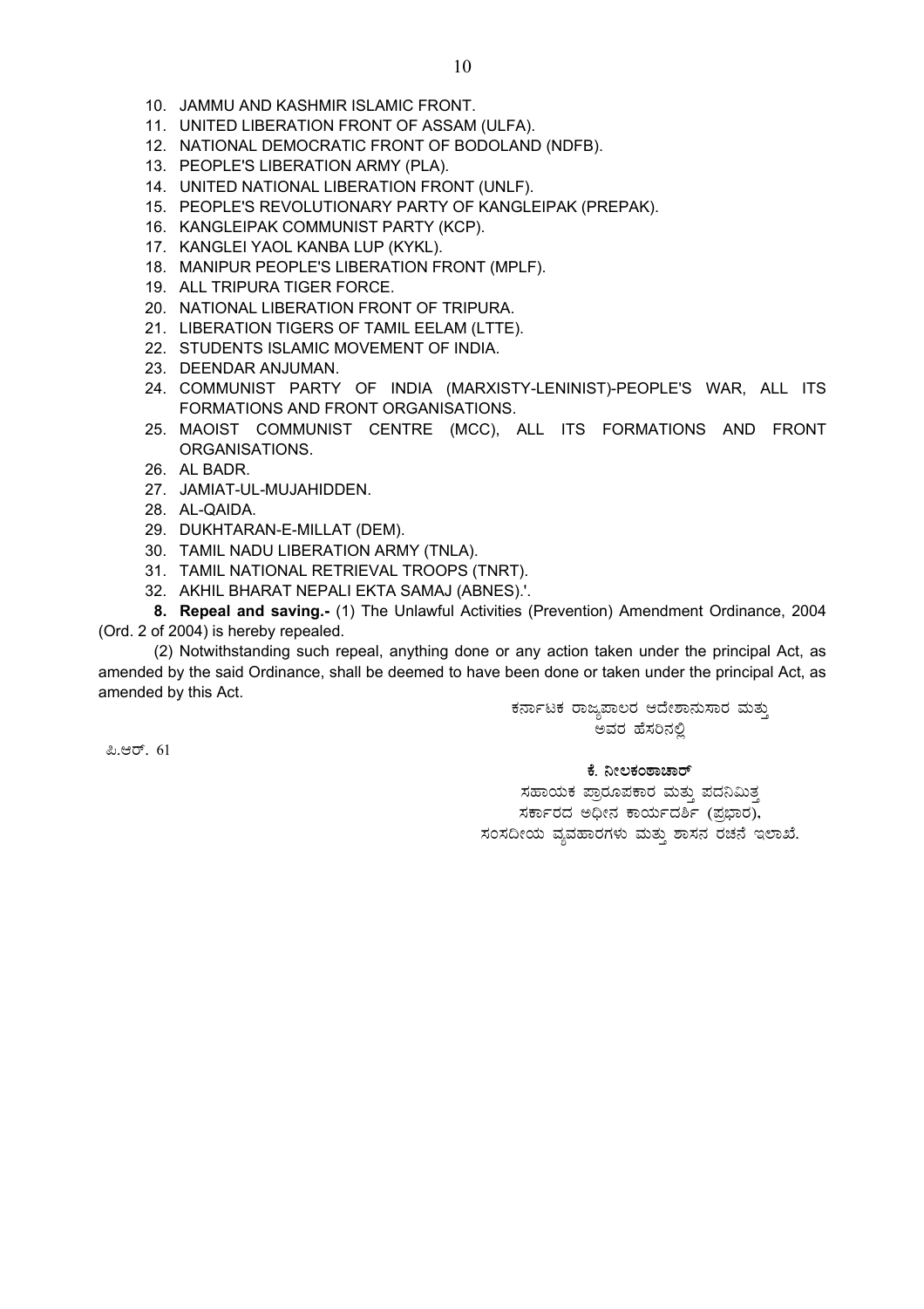10. JAMMU AND KASHMIR ISLAMIC FRONT.
11. UNITED LIBERATION FRONT OF ASSAM (ULFA).
12. NATIONAL DEMOCRATIC FRONT OF BODOLAND (NDFB).
13. PEOPLE'S LIBERATION ARMY (PLA).
14. UNITED NATIONAL LIBERATION FRONT (UNLF).
15. PEOPLE'S REVOLUTIONARY PARTY OF KANGLEIPAK (PREPAK).
16. KANGLEIPAK COMMUNIST PARTY (KCP).
17. KANGLEI YAOL KANBA LUP (KYKL).
18. MANIPUR PEOPLE'S LIBERATION FRONT (MPLF).
19. ALL TRIPURA TIGER FORCE.
20. NATIONAL LIBERATION FRONT OF TRIPURA.
21. LIBERATION TIGERS OF TAMIL EELAM (LTTE).
22. STUDENTS ISLAMIC MOVEMENT OF INDIA.
23. DEENDAR ANJUMAN.
24. COMMUNIST PARTY OF INDIA (MARXISTY-LENINIST)-PEOPLE'S WAR, ALL ITS FORMATIONS AND FRONT ORGANISATIONS.
25. MAOIST COMMUNIST CENTRE (MCC), ALL ITS FORMATIONS AND FRONT ORGANISATIONS.
26. AL BADR.
27. JAMIAT-UL-MUJAHIDDEN.
28. AL-QAIDA.
29. DUKHTARAN-E-MILLAT (DEM).
30. TAMIL NADU LIBERATION ARMY (TNLA).
31. TAMIL NATIONAL RETRIEVAL TROOPS (TNRT).
32. AKHIL BHARAT NEPALI EKTA SAMAJ (ABNES).'.

**8. Repeal and saving.-** (1) The Unlawful Activities (Prevention) Amendment Ordinance, 2004 (Ord. 2 of 2004) is hereby repealed.

(2) Notwithstanding such repeal, anything done or any action taken under the principal Act, as amended by the said Ordinance, shall be deemed to have been done or taken under the principal Act, as amended by this Act.

ಕರ್ನಾಟಕ ರಾಜ್ಯಪಾಲರ ಆದೇಶಾನುಸಾರ ಮತ್ತು
ಅವರ ಹೆಸರಿನಲ್ಲಿ

ಪಿ.ಆರ್. 61

**ಕೆ. ನೀಲಕಂಠಾಚಾರ್**

ಸಹಾಯಕ ಪ್ರಾರೂಪಕಾರ ಮತ್ತು ಪದನಿಮಿತ್ತ
ಸರ್ಕಾರದ ಅಧೀನ ಕಾರ್ಯದರ್ಶಿ (ಪ್ರಭಾರ),
ಸಂಸದೀಯ ವ್ಯವಹಾರಗಳು ಮತ್ತು ಶಾಸನ ರಚನೆ ಇಲಾಖೆ.